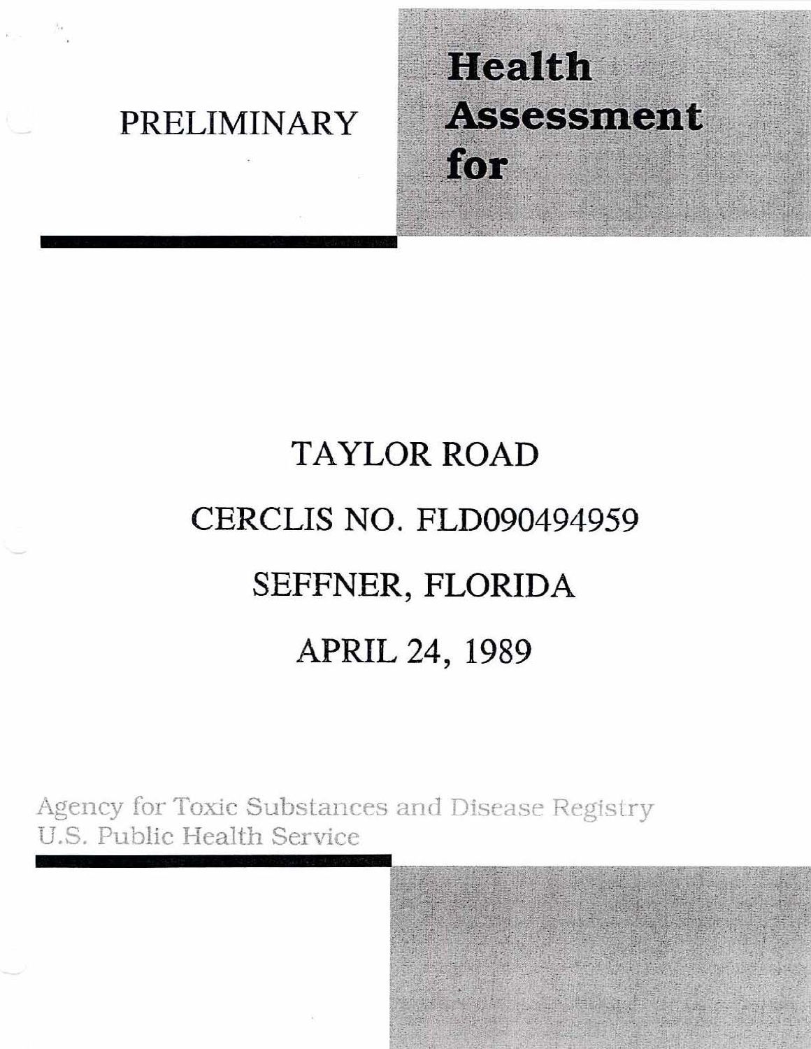PRELIMINARY

# Health Assessment for

# TAYLOR ROAD

# CERCLIS NO. FLD090494959

# SEFFNER, FLORIDA

# APRIL 24, 1989

Agency for Toxic Substances and Disease Registry
U.S. Public Health Service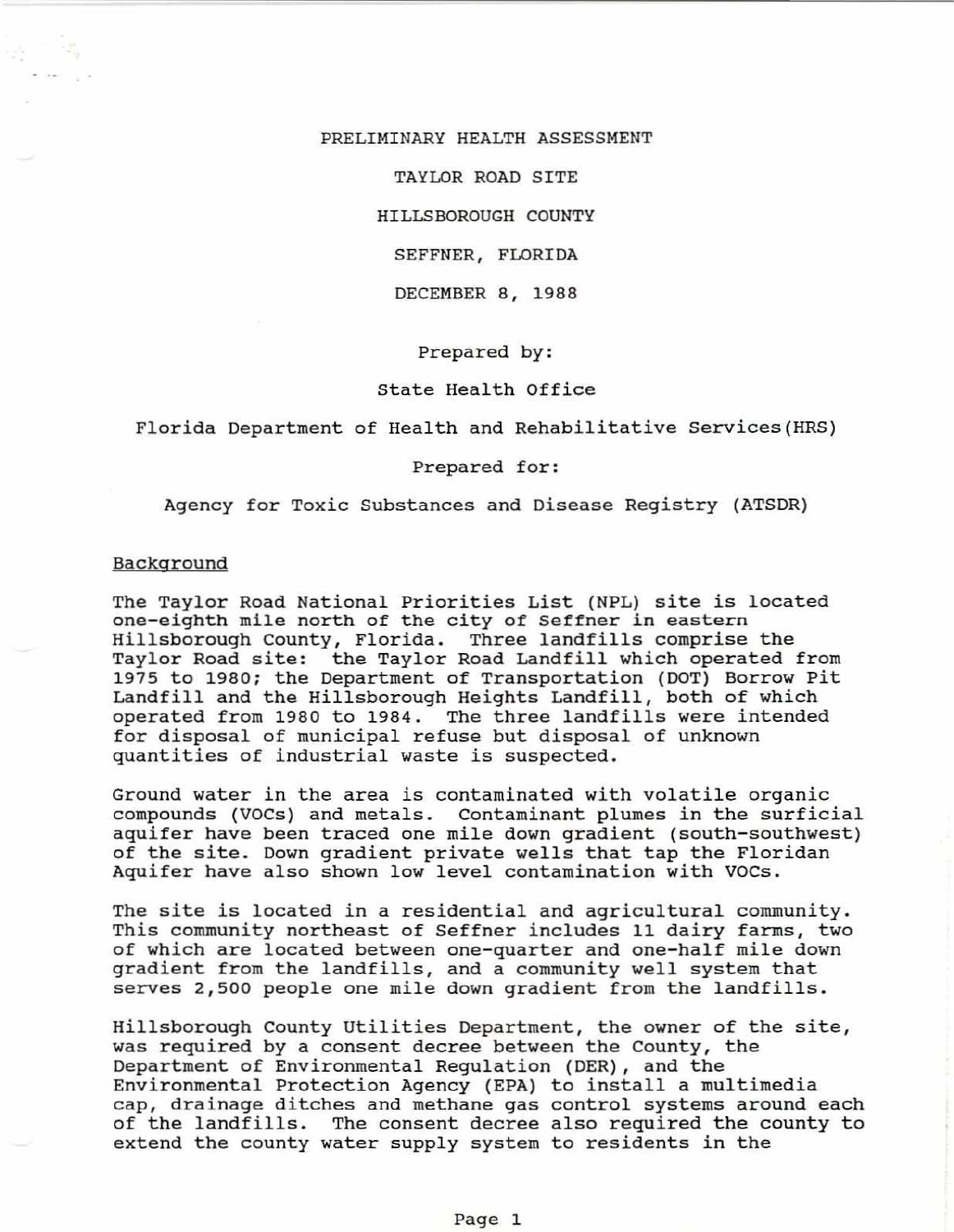PRELIMINARY HEALTH ASSESSMENT

TAYLOR ROAD SITE

HILLSBOROUGH COUNTY

SEFFNER, FLORIDA

DECEMBER 8, 1988

Prepared by:

State Health Office

Florida Department of Health and Rehabilitative Services (HRS)

Prepared for:

Agency for Toxic Substances and Disease Registry (ATSDR)

## Background

The Taylor Road National Priorities List (NPL) site is located one-eighth mile north of the city of Seffner in eastern Hillsborough County, Florida. Three landfills comprise the Taylor Road site: the Taylor Road Landfill which operated from 1975 to 1980; the Department of Transportation (DOT) Borrow Pit Landfill and the Hillsborough Heights Landfill, both of which operated from 1980 to 1984. The three landfills were intended for disposal of municipal refuse but disposal of unknown quantities of industrial waste is suspected.

Ground water in the area is contaminated with volatile organic compounds (VOCs) and metals. Contaminant plumes in the surficial aquifer have been traced one mile down gradient (south-southwest) of the site. Down gradient private wells that tap the Floridan Aquifer have also shown low level contamination with VOCs.

The site is located in a residential and agricultural community. This community northeast of Seffner includes 11 dairy farms, two of which are located between one-quarter and one-half mile down gradient from the landfills, and a community well system that serves 2,500 people one mile down gradient from the landfills.

Hillsborough County Utilities Department, the owner of the site, was required by a consent decree between the County, the Department of Environmental Regulation (DER), and the Environmental Protection Agency (EPA) to install a multimedia cap, drainage ditches and methane gas control systems around each of the landfills. The consent decree also required the county to extend the county water supply system to residents in the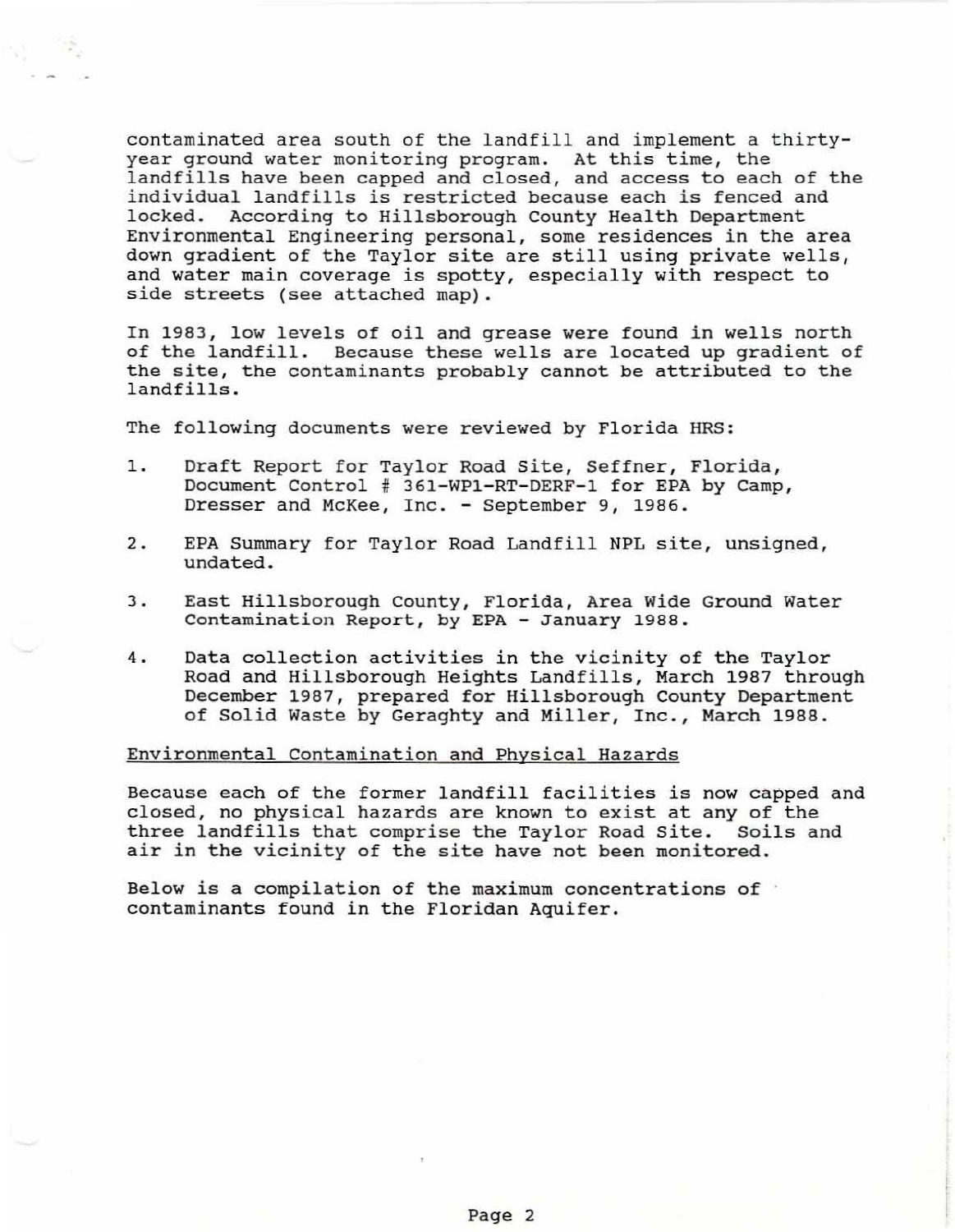contaminated area south of the landfill and implement a thirty-year ground water monitoring program. At this time, the landfills have been capped and closed, and access to each of the individual landfills is restricted because each is fenced and locked. According to Hillsborough County Health Department Environmental Engineering personal, some residences in the area down gradient of the Taylor site are still using private wells, and water main coverage is spotty, especially with respect to side streets (see attached map).

In 1983, low levels of oil and grease were found in wells north of the landfill. Because these wells are located up gradient of the site, the contaminants probably cannot be attributed to the landfills.

The following documents were reviewed by Florida HRS:

1. Draft Report for Taylor Road Site, Seffner, Florida, Document Control # 361-WP1-RT-DERF-1 for EPA by Camp, Dresser and McKee, Inc. - September 9, 1986.

2. EPA Summary for Taylor Road Landfill NPL site, unsigned, undated.

3. East Hillsborough County, Florida, Area Wide Ground Water Contamination Report, by EPA - January 1988.

4. Data collection activities in the vicinity of the Taylor Road and Hillsborough Heights Landfills, March 1987 through December 1987, prepared for Hillsborough County Department of Solid Waste by Geraghty and Miller, Inc., March 1988.

Environmental Contamination and Physical Hazards

Because each of the former landfill facilities is now capped and closed, no physical hazards are known to exist at any of the three landfills that comprise the Taylor Road Site. Soils and air in the vicinity of the site have not been monitored.

Below is a compilation of the maximum concentrations of contaminants found in the Floridan Aquifer.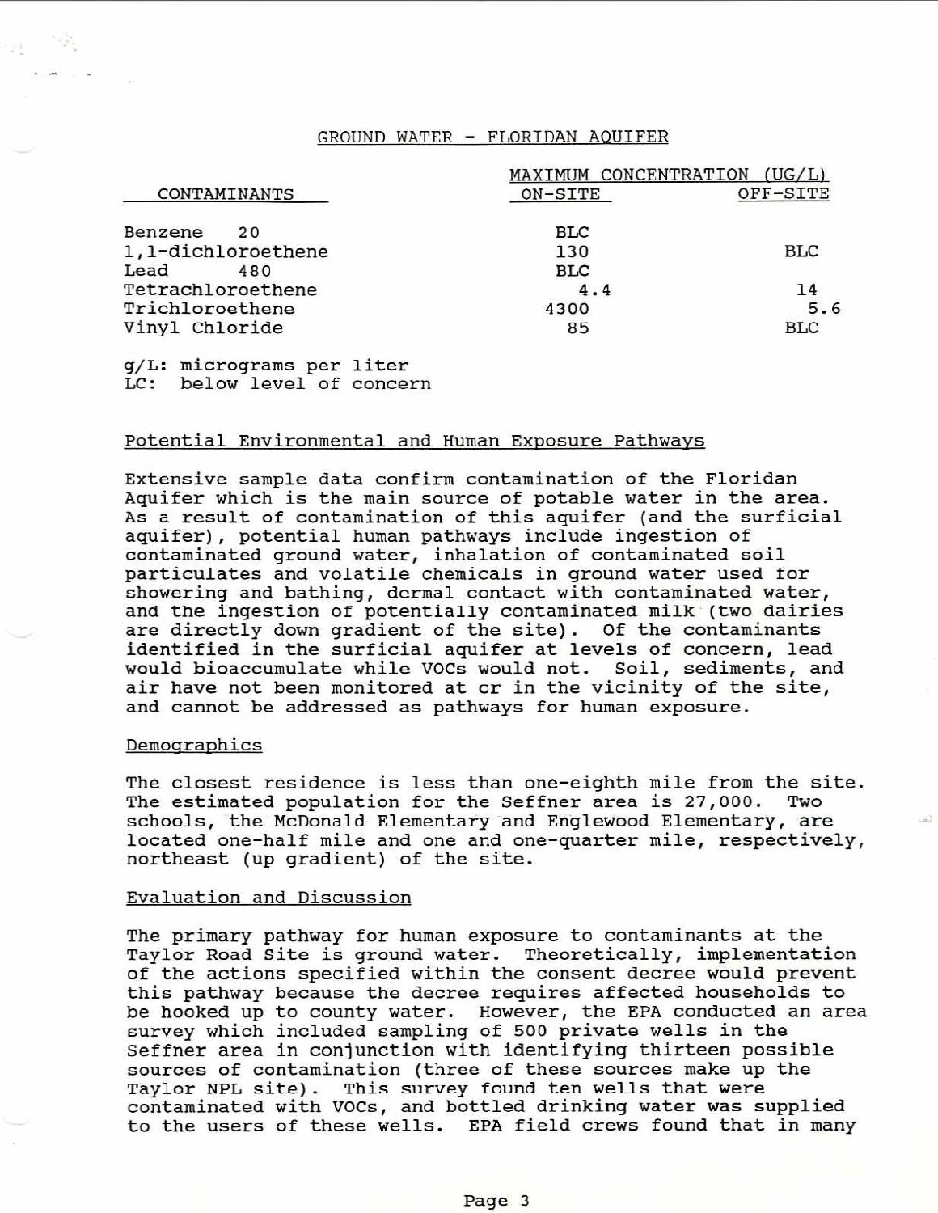GROUND WATER - FLORIDAN AQUIFER

| CONTAMINANTS | MAXIMUM CONCENTRATION (UG/L) ON-SITE | OFF-SITE |
|---|---|---|
| Benzene 20 | BLC | |
| 1,1-dichloroethene | 130 | BLC |
| Lead 480 | BLC | |
| Tetrachloroethene | 4.4 | 14 |
| Trichloroethene | 4300 | 5.6 |
| Vinyl Chloride | 85 | BLC |

g/L: micrograms per liter
LC: below level of concern

## Potential Environmental and Human Exposure Pathways

Extensive sample data confirm contamination of the Floridan Aquifer which is the main source of potable water in the area. As a result of contamination of this aquifer (and the surficial aquifer), potential human pathways include ingestion of contaminated ground water, inhalation of contaminated soil particulates and volatile chemicals in ground water used for showering and bathing, dermal contact with contaminated water, and the ingestion of potentially contaminated milk (two dairies are directly down gradient of the site). Of the contaminants identified in the surficial aquifer at levels of concern, lead would bioaccumulate while VOCs would not. Soil, sediments, and air have not been monitored at or in the vicinity of the site, and cannot be addressed as pathways for human exposure.

## Demographics

The closest residence is less than one-eighth mile from the site. The estimated population for the Seffner area is 27,000. Two schools, the McDonald Elementary and Englewood Elementary, are located one-half mile and one one-quarter mile, respectively, northeast (up gradient) of the site.

## Evaluation and Discussion

The primary pathway for human exposure to contaminants at the Taylor Road Site is ground water. Theoretically, implementation of the actions specified within the consent decree would prevent this pathway because the decree requires affected households to be hooked up to county water. However, the EPA conducted an area survey which included sampling of 500 private wells in the Seffner area in conjunction with identifying thirteen possible sources of contamination (three of these sources make up the Taylor NPL site). This survey found ten wells that were contaminated with VOCs, and bottled drinking water was supplied to the users of these wells. EPA field crews found that in many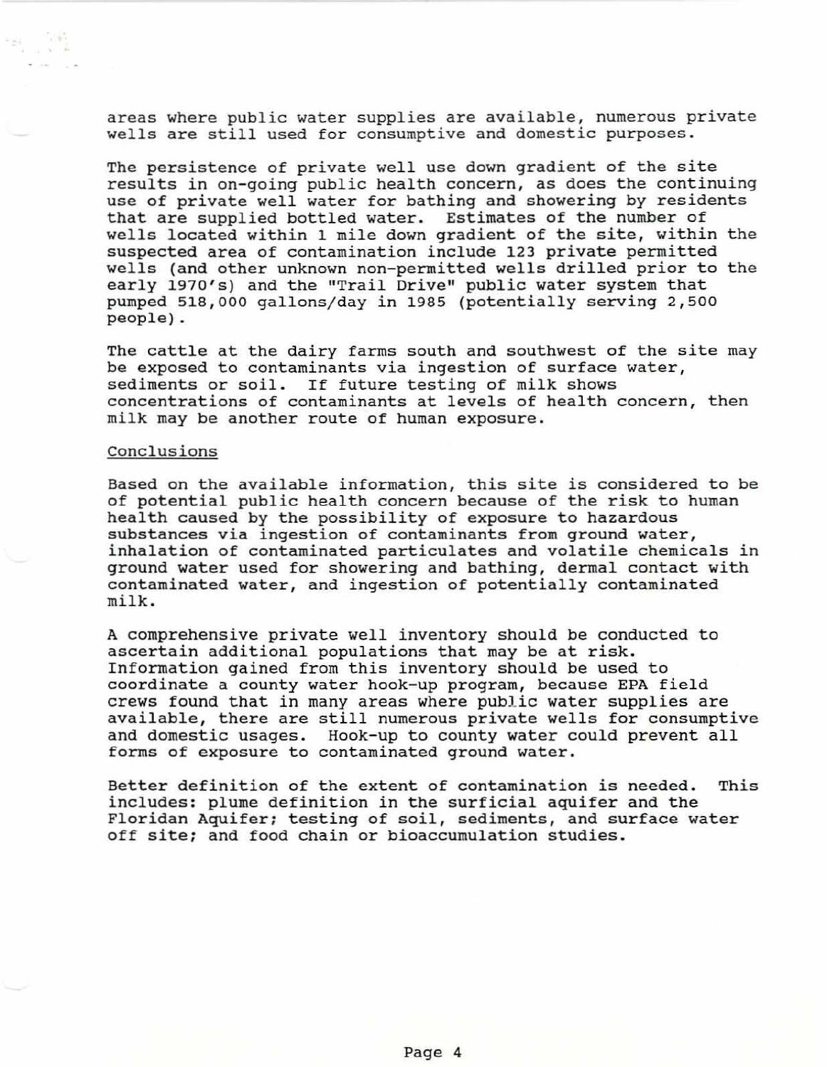areas where public water supplies are available, numerous private wells are still used for consumptive and domestic purposes.

The persistence of private well use down gradient of the site results in on-going public health concern, as does the continuing use of private well water for bathing and showering by residents that are supplied bottled water. Estimates of the number of wells located within 1 mile down gradient of the site, within the suspected area of contamination include 123 private permitted wells (and other unknown non-permitted wells drilled prior to the early 1970's) and the "Trail Drive" public water system that pumped 518,000 gallons/day in 1985 (potentially serving 2,500 people).

The cattle at the dairy farms south and southwest of the site may be exposed to contaminants via ingestion of surface water, sediments or soil. If future testing of milk shows concentrations of contaminants at levels of health concern, then milk may be another route of human exposure.

## Conclusions

Based on the available information, this site is considered to be of potential public health concern because of the risk to human health caused by the possibility of exposure to hazardous substances via ingestion of contaminants from ground water, inhalation of contaminated particulates and volatile chemicals in ground water used for showering and bathing, dermal contact with contaminated water, and ingestion of potentially contaminated milk.

A comprehensive private well inventory should be conducted to ascertain additional populations that may be at risk. Information gained from this inventory should be used to coordinate a county water hook-up program, because EPA field crews found that in many areas where public water supplies are available, there are still numerous private wells for consumptive and domestic usages. Hook-up to county water could prevent all forms of exposure to contaminated ground water.

Better definition of the extent of contamination is needed. This includes: plume definition in the surficial aquifer and the Floridan Aquifer; testing of soil, sediments, and surface water off site; and food chain or bioaccumulation studies.